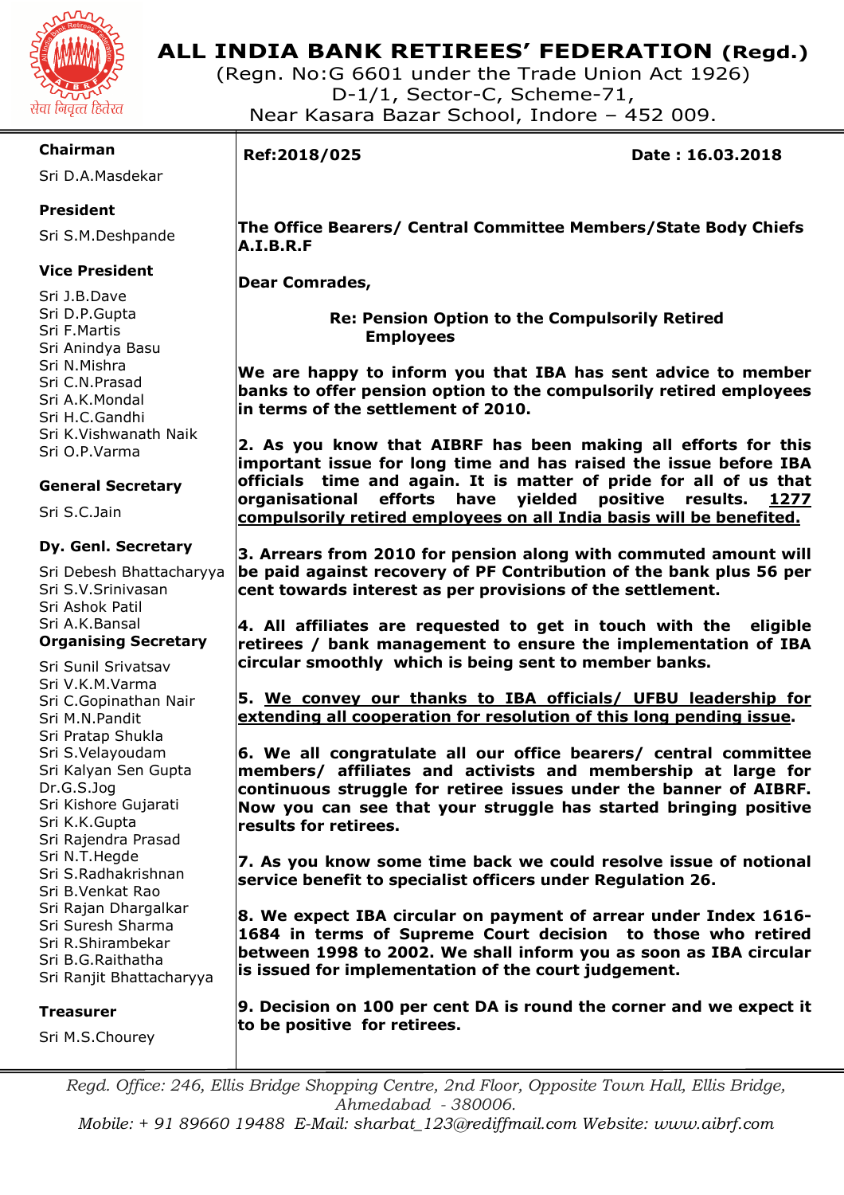# ALL INDIA BANK RETIREES' FEDERATION (Regd.)

(Regn. No:G 6601 under the Trade Union Act 1926)
D-1/1, Sector-C, Scheme-71,
Near Kasara Bazar School, Indore – 452 009.

सेवा निवृत्त हितरत

**Chairman**
Sri D.A.Masdekar

**President**
Sri S.M.Deshpande

**Vice President**
Sri J.B.Dave
Sri D.P.Gupta
Sri F.Martis
Sri Anindya Basu
Sri N.Mishra
Sri C.N.Prasad
Sri A.K.Mondal
Sri H.C.Gandhi
Sri K.Vishwanath Naik
Sri O.P.Varma

**General Secretary**
Sri S.C.Jain

**Dy. Genl. Secretary**
Sri Debesh Bhattacharyya
Sri S.V.Srinivasan
Sri Ashok Patil
Sri A.K.Bansal

**Organising Secretary**
Sri Sunil Srivatsav
Sri V.K.M.Varma
Sri C.Gopinathan Nair
Sri M.N.Pandit
Sri Pratap Shukla
Sri S.Velayoudam
Sri Kalyan Sen Gupta
Dr.G.S.Jog
Sri Kishore Gujarati
Sri K.K.Gupta
Sri Rajendra Prasad
Sri N.T.Hegde
Sri S.Radhakrishnan
Sri B.Venkat Rao
Sri Rajan Dhargalkar
Sri Suresh Sharma
Sri R.Shirambekar
Sri B.G.Raithatha
Sri Ranjit Bhattacharyya

**Treasurer**
Sri M.S.Chourey

---

**Ref:2018/025** **Date : 16.03.2018**

**The Office Bearers/ Central Committee Members/State Body Chiefs**
**A.I.B.R.F**

**Dear Comrades,**

**Re: Pension Option to the Compulsorily Retired Employees**

**We are happy to inform you that IBA has sent advice to member banks to offer pension option to the compulsorily retired employees in terms of the settlement of 2010.**

**2. As you know that AIBRF has been making all efforts for this important issue for long time and has raised the issue before IBA officials time and again. It is matter of pride for all of us that organisational efforts have yielded positive results. <u>1277 compulsorily retired employees on all India basis will be benefited.</u>**

**3. Arrears from 2010 for pension along with commuted amount will be paid against recovery of PF Contribution of the bank plus 56 per cent towards interest as per provisions of the settlement.**

**4. All affiliates are requested to get in touch with the eligible retirees / bank management to ensure the implementation of IBA circular smoothly which is being sent to member banks.**

**5. <u>We convey our thanks to IBA officials/ UFBU leadership for extending all cooperation for resolution of this long pending issue</u>.**

**6. We all congratulate all our office bearers/ central committee members/ affiliates and activists and membership at large for continuous struggle for retiree issues under the banner of AIBRF. Now you can see that your struggle has started bringing positive results for retirees.**

**7. As you know some time back we could resolve issue of notional service benefit to specialist officers under Regulation 26.**

**8. We expect IBA circular on payment of arrear under Index 1616-1684 in terms of Supreme Court decision to those who retired between 1998 to 2002. We shall inform you as soon as IBA circular is issued for implementation of the court judgement.**

**9. Decision on 100 per cent DA is round the corner and we expect it to be positive for retirees.**

---

*Regd. Office: 246, Ellis Bridge Shopping Centre, 2nd Floor, Opposite Town Hall, Ellis Bridge, Ahmedabad - 380006.*
*Mobile: + 91 89660 19488 E-Mail: sharbat_123@rediffmail.com Website: www.aibrf.com*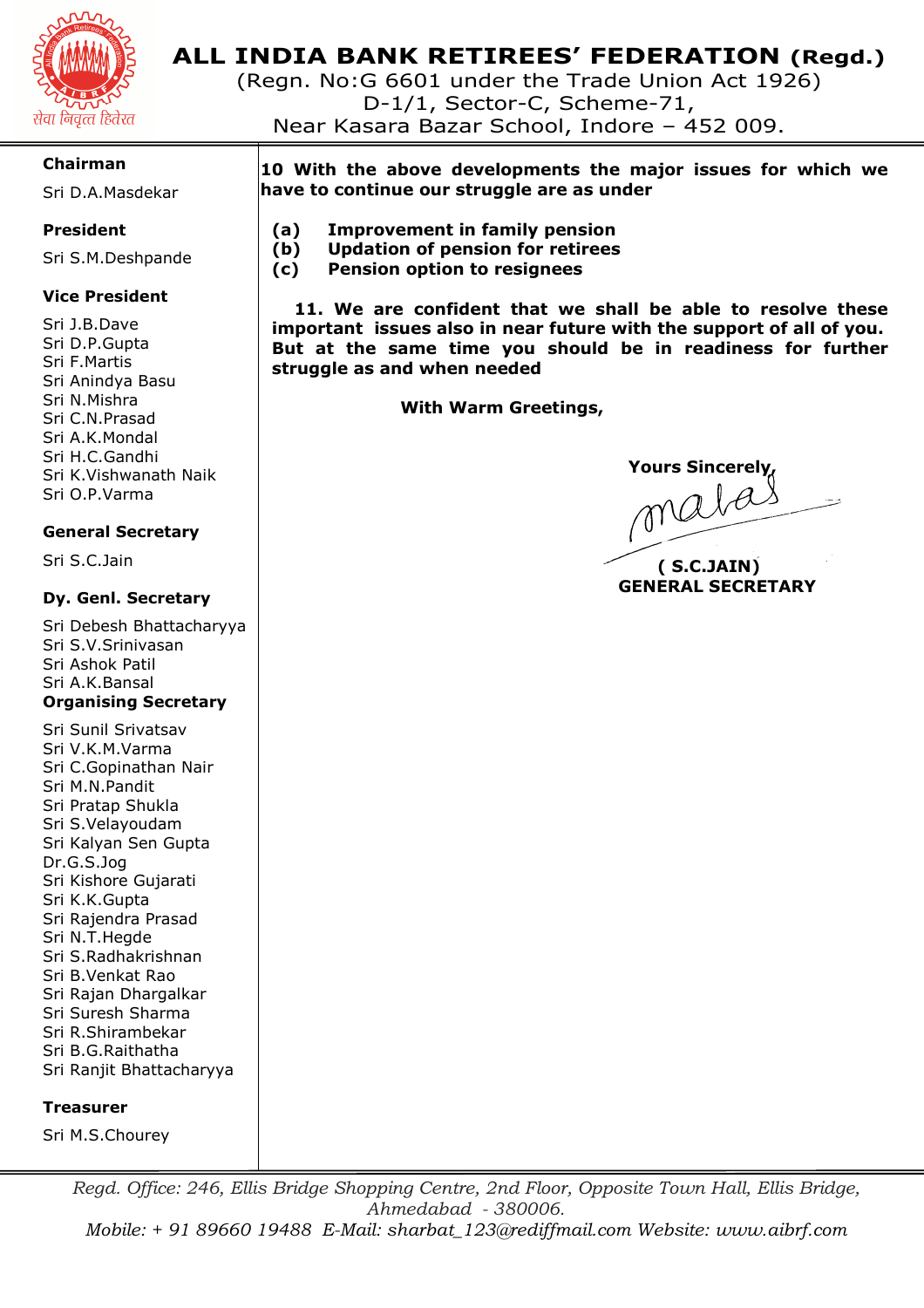# ALL INDIA BANK RETIREES' FEDERATION (Regd.)

(Regn. No:G 6601 under the Trade Union Act 1926)
D-1/1, Sector-C, Scheme-71,
Near Kasara Bazar School, Indore – 452 009.

**Chairman**

Sri D.A.Masdekar

**President**

Sri S.M.Deshpande

**Vice President**

Sri J.B.Dave
Sri D.P.Gupta
Sri F.Martis
Sri Anindya Basu
Sri N.Mishra
Sri C.N.Prasad
Sri A.K.Mondal
Sri H.C.Gandhi
Sri K.Vishwanath Naik
Sri O.P.Varma

**General Secretary**

Sri S.C.Jain

**Dy. Genl. Secretary**

Sri Debesh Bhattacharyya
Sri S.V.Srinivasan
Sri Ashok Patil
Sri A.K.Bansal

**Organising Secretary**

Sri Sunil Srivatsav
Sri V.K.M.Varma
Sri C.Gopinathan Nair
Sri M.N.Pandit
Sri Pratap Shukla
Sri S.Velayoudam
Sri Kalyan Sen Gupta
Dr.G.S.Jog
Sri Kishore Gujarati
Sri K.K.Gupta
Sri Rajendra Prasad
Sri N.T.Hegde
Sri S.Radhakrishnan
Sri B.Venkat Rao
Sri Rajan Dhargalkar
Sri Suresh Sharma
Sri R.Shirambekar
Sri B.G.Raithatha
Sri Ranjit Bhattacharyya

**Treasurer**

Sri M.S.Chourey

**10 With the above developments the major issues for which we have to continue our struggle are as under**

**(a) Improvement in family pension**
**(b) Updation of pension for retirees**
**(c) Pension option to resignees**

**11. We are confident that we shall be able to resolve these important issues also in near future with the support of all of you. But at the same time you should be in readiness for further struggle as and when needed**

**With Warm Greetings,**

**Yours Sincerely,**

**( S.C.JAIN)**
**GENERAL SECRETARY**

*Regd. Office: 246, Ellis Bridge Shopping Centre, 2nd Floor, Opposite Town Hall, Ellis Bridge, Ahmedabad - 380006.*
*Mobile: + 91 89660 19488 E-Mail: sharbat_123@rediffmail.com Website: www.aibrf.com*